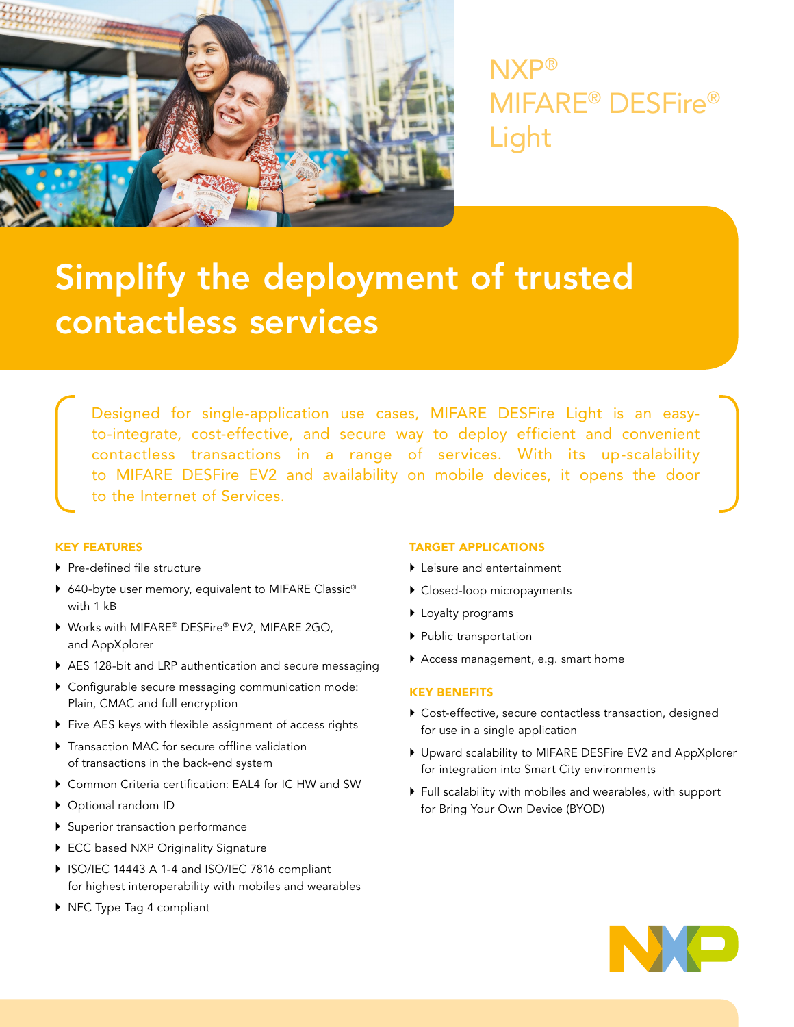# NXP® MIFARE® DESFire® Light

## Simplify the deployment of trusted contactless services

Designed for single-application use cases, MIFARE DESFire Light is an easy-to-integrate, cost-effective, and secure way to deploy efficient and convenient contactless transactions in a range of services. With its up-scalability to MIFARE DESFire EV2 and availability on mobile devices, it opens the door to the Internet of Services.

### KEY FEATURES

- Pre-defined file structure
- 640-byte user memory, equivalent to MIFARE Classic® with 1 kB
- Works with MIFARE® DESFire® EV2, MIFARE 2GO, and AppXplorer
- AES 128-bit and LRP authentication and secure messaging
- Configurable secure messaging communication mode: Plain, CMAC and full encryption
- Five AES keys with flexible assignment of access rights
- Transaction MAC for secure offline validation of transactions in the back-end system
- Common Criteria certification: EAL4 for IC HW and SW
- Optional random ID
- Superior transaction performance
- ECC based NXP Originality Signature
- ISO/IEC 14443 A 1-4 and ISO/IEC 7816 compliant for highest interoperability with mobiles and wearables
- NFC Type Tag 4 compliant

### TARGET APPLICATIONS

- Leisure and entertainment
- Closed-loop micropayments
- Loyalty programs
- Public transportation
- Access management, e.g. smart home

### KEY BENEFITS

- Cost-effective, secure contactless transaction, designed for use in a single application
- Upward scalability to MIFARE DESFire EV2 and AppXplorer for integration into Smart City environments
- Full scalability with mobiles and wearables, with support for Bring Your Own Device (BYOD)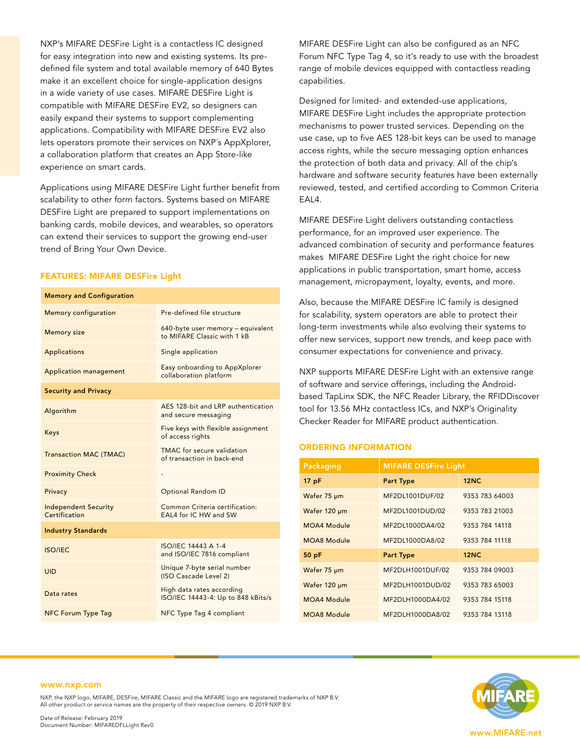NXP's MIFARE DESFire Light is a contactless IC designed for easy integration into new and existing systems. Its pre-defined file system and total available memory of 640 Bytes make it an excellent choice for single-application designs in a wide variety of use cases. MIFARE DESFire Light is compatible with MIFARE DESFire EV2, so designers can easily expand their systems to support complementing applications. Compatibility with MIFARE DESFire EV2 also lets operators promote their services on NXP´s AppXplorer, a collaboration platform that creates an App Store-like experience on smart cards.

Applications using MIFARE DESFire Light further benefit from scalability to other form factors. Systems based on MIFARE DESFire Light are prepared to support implementations on banking cards, mobile devices, and wearables, so operators can extend their services to support the growing end-user trend of Bring Your Own Device.

## FEATURES: MIFARE DESFire Light

| **Memory and Configuration** | |
|---|---|
| Memory configuration | Pre-defined file structure |
| Memory size | 640-byte user memory – equivalent to MIFARE Classic with 1 kB |
| Applications | Single application |
| Application management | Easy onboarding to AppXplorer collaboration platform |
| **Security and Privacy** | |
| Algorithm | AES 128-bit and LRP authentication and secure messaging |
| Keys | Five keys with flexible assignment of access rights |
| Transaction MAC (TMAC) | TMAC for secure validation of transaction in back-end |
| Proximity Check | - |
| Privacy | Optional Random ID |
| Independent Security Certification | Common Criteria certification: EAL4 for IC HW and SW |
| **Industry Standards** | |
| ISO/IEC | ISO/IEC 14443 A 1-4 and ISO/IEC 7816 compliant |
| UID | Unique 7-byte serial number (ISO Cascade Level 2) |
| Data rates | High data rates according ISO/IEC 14443-4: Up to 848 kBits/s |
| NFC Forum Type Tag | NFC Type Tag 4 compliant |

MIFARE DESFire Light can also be configured as an NFC Forum NFC Type Tag 4, so it's ready to use with the broadest range of mobile devices equipped with contactless reading capabilities.

Designed for limited- and extended-use applications, MIFARE DESFire Light includes the appropriate protection mechanisms to power trusted services. Depending on the use case, up to five AES 128-bit keys can be used to manage access rights, while the secure messaging option enhances the protection of both data and privacy. All of the chip's hardware and software security features have been externally reviewed, tested, and certified according to Common Criteria EAL4.

MIFARE DESFire Light delivers outstanding contactless performance, for an improved user experience. The advanced combination of security and performance features makes MIFARE DESFire Light the right choice for new applications in public transportation, smart home, access management, micropayment, loyalty, events, and more.

Also, because the MIFARE DESFire IC family is designed for scalability, system operators are able to protect their long-term investments while also evolving their systems to offer new services, support new trends, and keep pace with consumer expectations for convenience and privacy.

NXP supports MIFARE DESFire Light with an extensive range of software and service offerings, including the Android-based TapLinx SDK, the NFC Reader Library, the RFIDDiscover tool for 13.56 MHz contactless ICs, and NXP's Originality Checker Reader for MIFARE product authentication.

## ORDERING INFORMATION

| Packaging | MIFARE DESFire Light | |
|---|---|---|
| **17 pF** | **Part Type** | **12NC** |
| Wafer 75 µm | MF2DL1001DUF/02 | 9353 783 64003 |
| Wafer 120 µm | MF2DL1001DUD/02 | 9353 783 21003 |
| MOA4 Module | MF2DL1000DA4/02 | 9353 784 14118 |
| MOA8 Module | MF2DL1000DA8/02 | 9353 784 11118 |
| **50 pF** | **Part Type** | **12NC** |
| Wafer 75 µm | MF2DLH1001DUF/02 | 9353 784 09003 |
| Wafer 120 µm | MF2DLH1001DUD/02 | 9353 783 65003 |
| MOA4 Module | MF2DLH1000DA4/02 | 9353 784 15118 |
| MOA8 Module | MF2DLH1000DA8/02 | 9353 784 13118 |

www.nxp.com

NXP, the NXP logo, MIFARE, DESFire, MIFARE Classic and the MIFARE logo are registered trademarks of NXP B.V. All other product or service names are the property of their respective owners. © 2019 NXP B.V.

Date of Release: February 2019
Document Number: MIFAREDFLLight Rev0

www.MIFARE.net